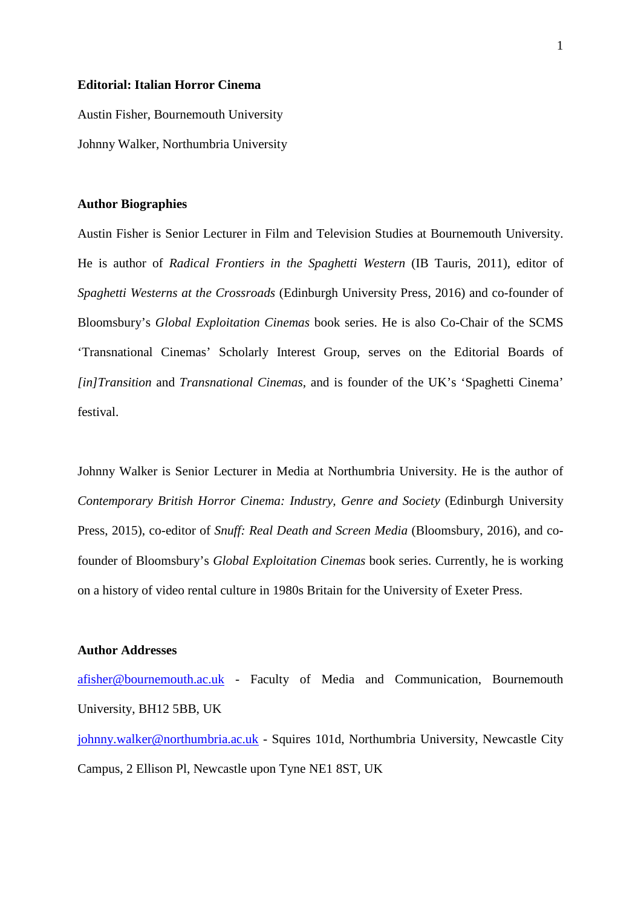# Editorial: Italian Horror Cinema

Austin Fisher, Bournemouth University

Johnny Walker, Northumbria University

## Author Biographies

Austin Fisher is Senior Lecturer in Film and Television Studies at Bournemouth University. He is author of *Radical Frontiers in the Spaghetti Western* (IB Tauris, 2011), editor of *Spaghetti Westerns at the Crossroads* (Edinburgh University Press, 2016) and co-founder of Bloomsbury's *Global Exploitation Cinemas* book series. He is also Co-Chair of the SCMS 'Transnational Cinemas' Scholarly Interest Group, serves on the Editorial Boards of *[in]Transition* and *Transnational Cinemas*, and is founder of the UK's 'Spaghetti Cinema' festival.

Johnny Walker is Senior Lecturer in Media at Northumbria University. He is the author of *Contemporary British Horror Cinema: Industry, Genre and Society* (Edinburgh University Press, 2015), co-editor of *Snuff: Real Death and Screen Media* (Bloomsbury, 2016), and co-founder of Bloomsbury's *Global Exploitation Cinemas* book series. Currently, he is working on a history of video rental culture in 1980s Britain for the University of Exeter Press.

## Author Addresses

afisher@bournemouth.ac.uk - Faculty of Media and Communication, Bournemouth University, BH12 5BB, UK

johnny.walker@northumbria.ac.uk - Squires 101d, Northumbria University, Newcastle City Campus, 2 Ellison Pl, Newcastle upon Tyne NE1 8ST, UK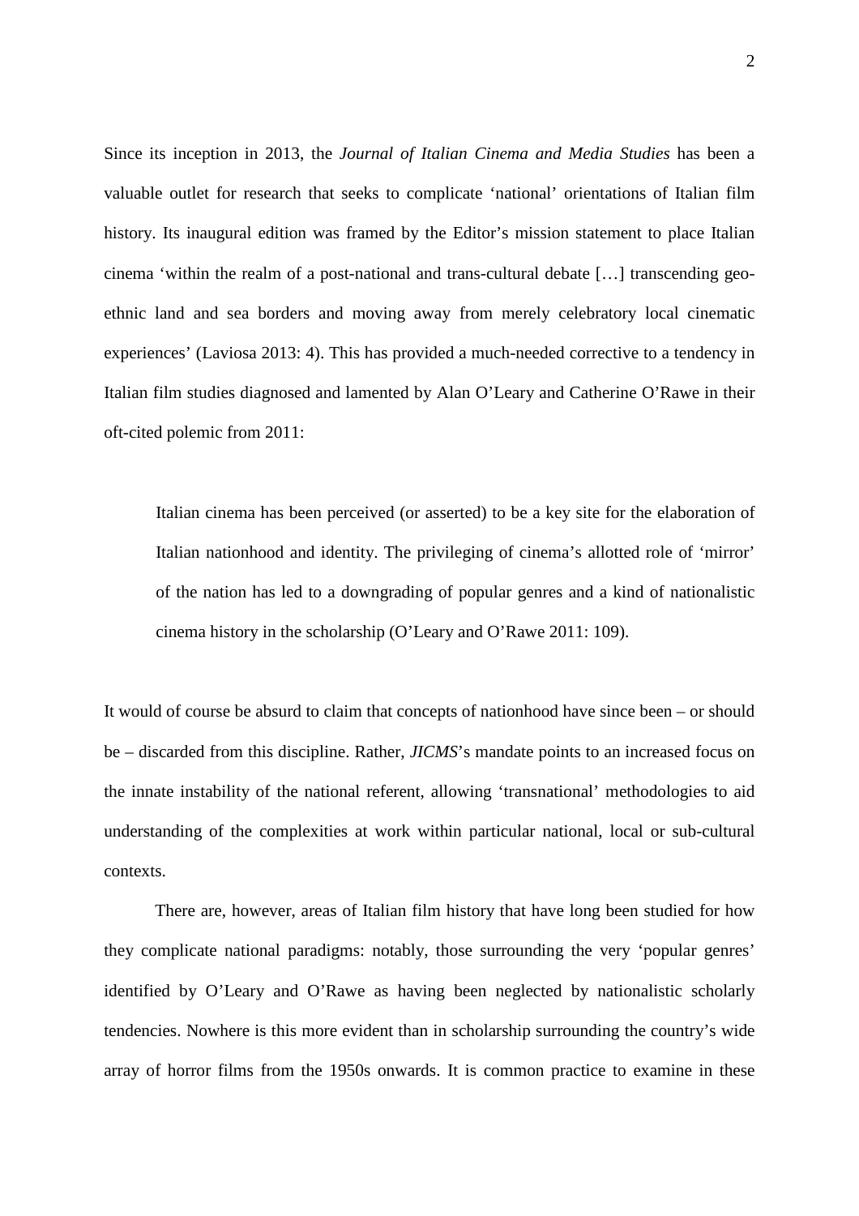Since its inception in 2013, the *Journal of Italian Cinema and Media Studies* has been a valuable outlet for research that seeks to complicate 'national' orientations of Italian film history. Its inaugural edition was framed by the Editor's mission statement to place Italian cinema 'within the realm of a post-national and trans-cultural debate […] transcending geo-ethnic land and sea borders and moving away from merely celebratory local cinematic experiences' (Laviosa 2013: 4). This has provided a much-needed corrective to a tendency in Italian film studies diagnosed and lamented by Alan O'Leary and Catherine O'Rawe in their oft-cited polemic from 2011:

> Italian cinema has been perceived (or asserted) to be a key site for the elaboration of Italian nationhood and identity. The privileging of cinema's allotted role of 'mirror' of the nation has led to a downgrading of popular genres and a kind of nationalistic cinema history in the scholarship (O'Leary and O'Rawe 2011: 109).

It would of course be absurd to claim that concepts of nationhood have since been – or should be – discarded from this discipline. Rather, *JICMS*'s mandate points to an increased focus on the innate instability of the national referent, allowing 'transnational' methodologies to aid understanding of the complexities at work within particular national, local or sub-cultural contexts.

There are, however, areas of Italian film history that have long been studied for how they complicate national paradigms: notably, those surrounding the very 'popular genres' identified by O'Leary and O'Rawe as having been neglected by nationalistic scholarly tendencies. Nowhere is this more evident than in scholarship surrounding the country's wide array of horror films from the 1950s onwards. It is common practice to examine in these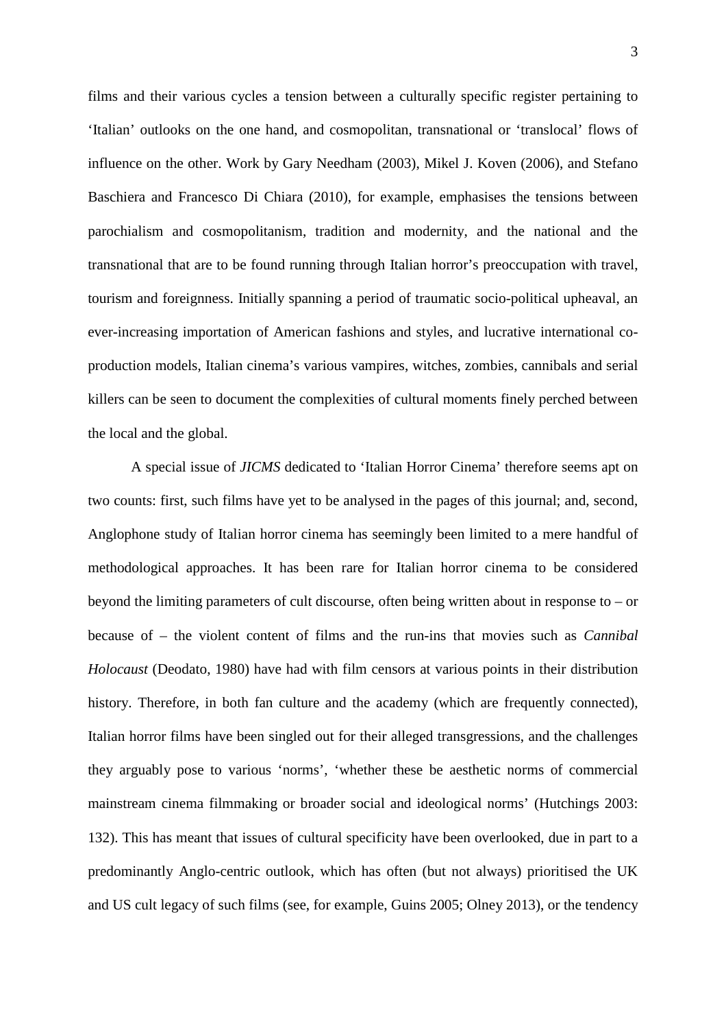films and their various cycles a tension between a culturally specific register pertaining to 'Italian' outlooks on the one hand, and cosmopolitan, transnational or 'translocal' flows of influence on the other. Work by Gary Needham (2003), Mikel J. Koven (2006), and Stefano Baschiera and Francesco Di Chiara (2010), for example, emphasises the tensions between parochialism and cosmopolitanism, tradition and modernity, and the national and the transnational that are to be found running through Italian horror's preoccupation with travel, tourism and foreignness. Initially spanning a period of traumatic socio-political upheaval, an ever-increasing importation of American fashions and styles, and lucrative international co-production models, Italian cinema's various vampires, witches, zombies, cannibals and serial killers can be seen to document the complexities of cultural moments finely perched between the local and the global.

A special issue of *JICMS* dedicated to 'Italian Horror Cinema' therefore seems apt on two counts: first, such films have yet to be analysed in the pages of this journal; and, second, Anglophone study of Italian horror cinema has seemingly been limited to a mere handful of methodological approaches. It has been rare for Italian horror cinema to be considered beyond the limiting parameters of cult discourse, often being written about in response to – or because of – the violent content of films and the run-ins that movies such as *Cannibal Holocaust* (Deodato, 1980) have had with film censors at various points in their distribution history. Therefore, in both fan culture and the academy (which are frequently connected), Italian horror films have been singled out for their alleged transgressions, and the challenges they arguably pose to various 'norms', 'whether these be aesthetic norms of commercial mainstream cinema filmmaking or broader social and ideological norms' (Hutchings 2003: 132). This has meant that issues of cultural specificity have been overlooked, due in part to a predominantly Anglo-centric outlook, which has often (but not always) prioritised the UK and US cult legacy of such films (see, for example, Guins 2005; Olney 2013), or the tendency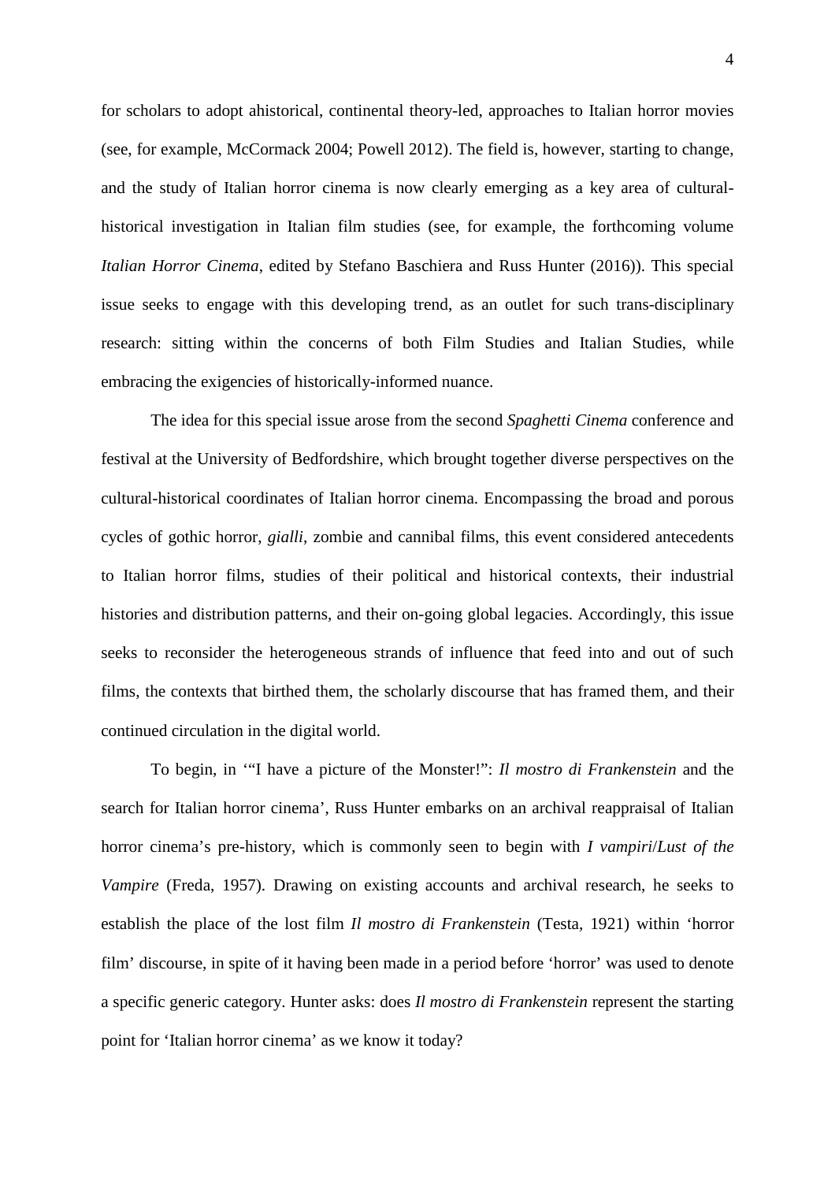for scholars to adopt ahistorical, continental theory-led, approaches to Italian horror movies (see, for example, McCormack 2004; Powell 2012). The field is, however, starting to change, and the study of Italian horror cinema is now clearly emerging as a key area of cultural-historical investigation in Italian film studies (see, for example, the forthcoming volume *Italian Horror Cinema*, edited by Stefano Baschiera and Russ Hunter (2016)). This special issue seeks to engage with this developing trend, as an outlet for such trans-disciplinary research: sitting within the concerns of both Film Studies and Italian Studies, while embracing the exigencies of historically-informed nuance.

The idea for this special issue arose from the second *Spaghetti Cinema* conference and festival at the University of Bedfordshire, which brought together diverse perspectives on the cultural-historical coordinates of Italian horror cinema. Encompassing the broad and porous cycles of gothic horror, *gialli*, zombie and cannibal films, this event considered antecedents to Italian horror films, studies of their political and historical contexts, their industrial histories and distribution patterns, and their on-going global legacies. Accordingly, this issue seeks to reconsider the heterogeneous strands of influence that feed into and out of such films, the contexts that birthed them, the scholarly discourse that has framed them, and their continued circulation in the digital world.

To begin, in '"I have a picture of the Monster!": *Il mostro di Frankenstein* and the search for Italian horror cinema', Russ Hunter embarks on an archival reappraisal of Italian horror cinema's pre-history, which is commonly seen to begin with *I vampiri*/*Lust of the Vampire* (Freda, 1957). Drawing on existing accounts and archival research, he seeks to establish the place of the lost film *Il mostro di Frankenstein* (Testa, 1921) within 'horror film' discourse, in spite of it having been made in a period before 'horror' was used to denote a specific generic category. Hunter asks: does *Il mostro di Frankenstein* represent the starting point for 'Italian horror cinema' as we know it today?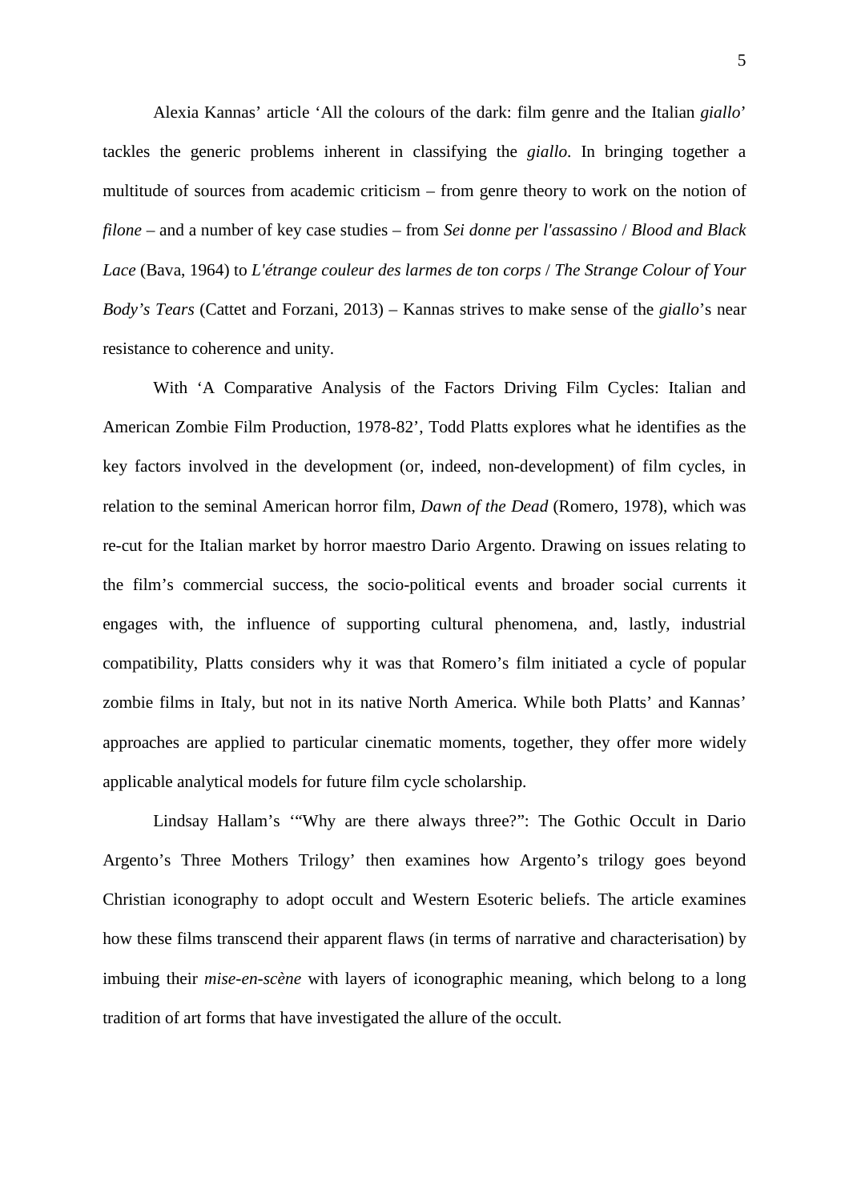Alexia Kannas' article 'All the colours of the dark: film genre and the Italian *giallo*' tackles the generic problems inherent in classifying the *giallo*. In bringing together a multitude of sources from academic criticism – from genre theory to work on the notion of *filone* – and a number of key case studies – from *Sei donne per l'assassino* / *Blood and Black Lace* (Bava, 1964) to *L'étrange couleur des larmes de ton corps* / *The Strange Colour of Your Body's Tears* (Cattet and Forzani, 2013) – Kannas strives to make sense of the *giallo*'s near resistance to coherence and unity.

With 'A Comparative Analysis of the Factors Driving Film Cycles: Italian and American Zombie Film Production, 1978-82', Todd Platts explores what he identifies as the key factors involved in the development (or, indeed, non-development) of film cycles, in relation to the seminal American horror film, *Dawn of the Dead* (Romero, 1978), which was re-cut for the Italian market by horror maestro Dario Argento. Drawing on issues relating to the film's commercial success, the socio-political events and broader social currents it engages with, the influence of supporting cultural phenomena, and, lastly, industrial compatibility, Platts considers why it was that Romero's film initiated a cycle of popular zombie films in Italy, but not in its native North America. While both Platts' and Kannas' approaches are applied to particular cinematic moments, together, they offer more widely applicable analytical models for future film cycle scholarship.

Lindsay Hallam's '"Why are there always three?": The Gothic Occult in Dario Argento's Three Mothers Trilogy' then examines how Argento's trilogy goes beyond Christian iconography to adopt occult and Western Esoteric beliefs. The article examines how these films transcend their apparent flaws (in terms of narrative and characterisation) by imbuing their *mise-en-scène* with layers of iconographic meaning, which belong to a long tradition of art forms that have investigated the allure of the occult.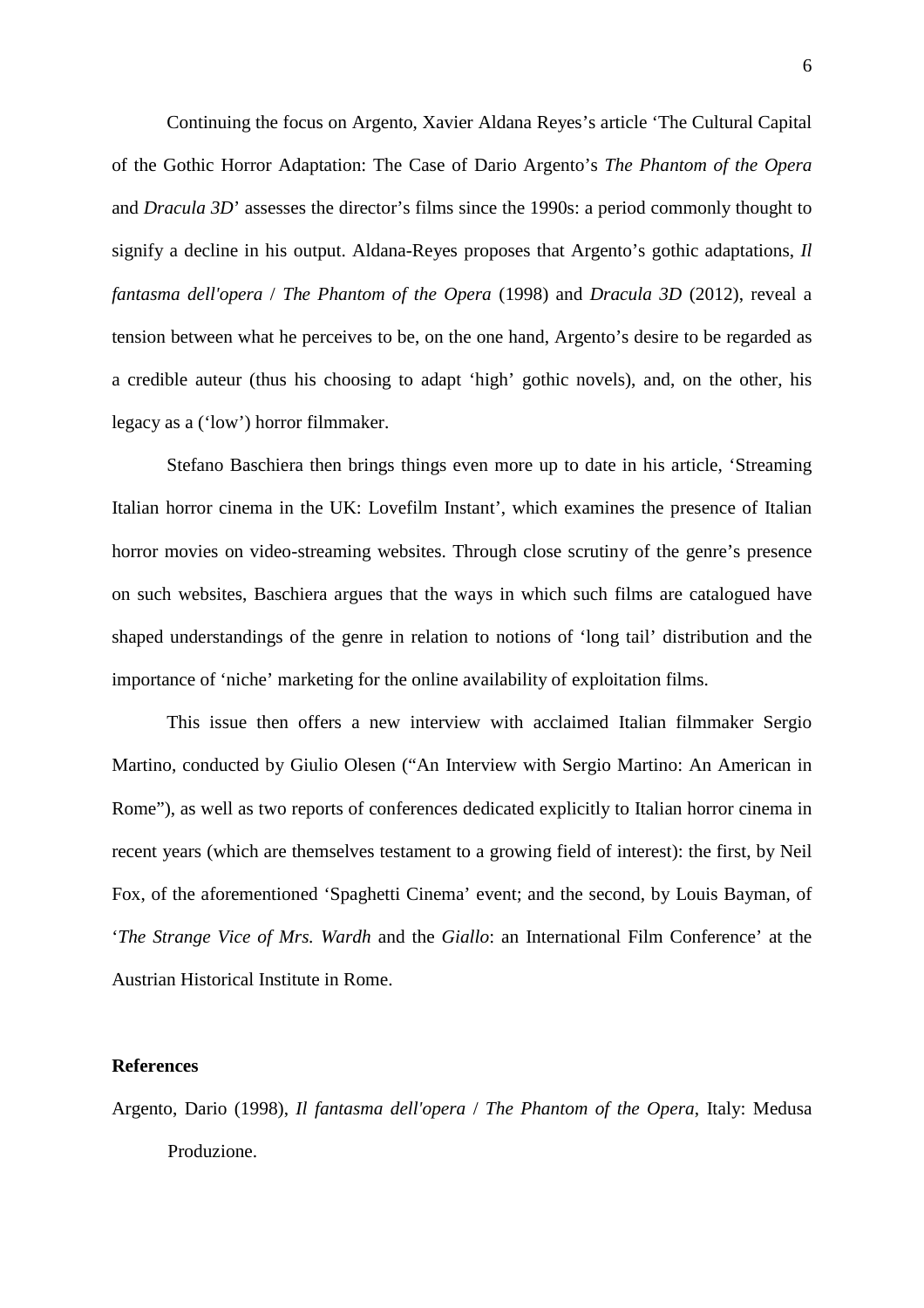Continuing the focus on Argento, Xavier Aldana Reyes's article 'The Cultural Capital of the Gothic Horror Adaptation: The Case of Dario Argento's *The Phantom of the Opera* and *Dracula 3D*' assesses the director's films since the 1990s: a period commonly thought to signify a decline in his output. Aldana-Reyes proposes that Argento's gothic adaptations, *Il fantasma dell'opera* / *The Phantom of the Opera* (1998) and *Dracula 3D* (2012), reveal a tension between what he perceives to be, on the one hand, Argento's desire to be regarded as a credible auteur (thus his choosing to adapt 'high' gothic novels), and, on the other, his legacy as a ('low') horror filmmaker.

Stefano Baschiera then brings things even more up to date in his article, 'Streaming Italian horror cinema in the UK: Lovefilm Instant', which examines the presence of Italian horror movies on video-streaming websites. Through close scrutiny of the genre's presence on such websites, Baschiera argues that the ways in which such films are catalogued have shaped understandings of the genre in relation to notions of 'long tail' distribution and the importance of 'niche' marketing for the online availability of exploitation films.

This issue then offers a new interview with acclaimed Italian filmmaker Sergio Martino, conducted by Giulio Olesen ("An Interview with Sergio Martino: An American in Rome"), as well as two reports of conferences dedicated explicitly to Italian horror cinema in recent years (which are themselves testament to a growing field of interest): the first, by Neil Fox, of the aforementioned 'Spaghetti Cinema' event; and the second, by Louis Bayman, of '*The Strange Vice of Mrs. Wardh* and the *Giallo*: an International Film Conference' at the Austrian Historical Institute in Rome.

**References**

Argento, Dario (1998), *Il fantasma dell'opera* / *The Phantom of the Opera*, Italy: Medusa Produzione.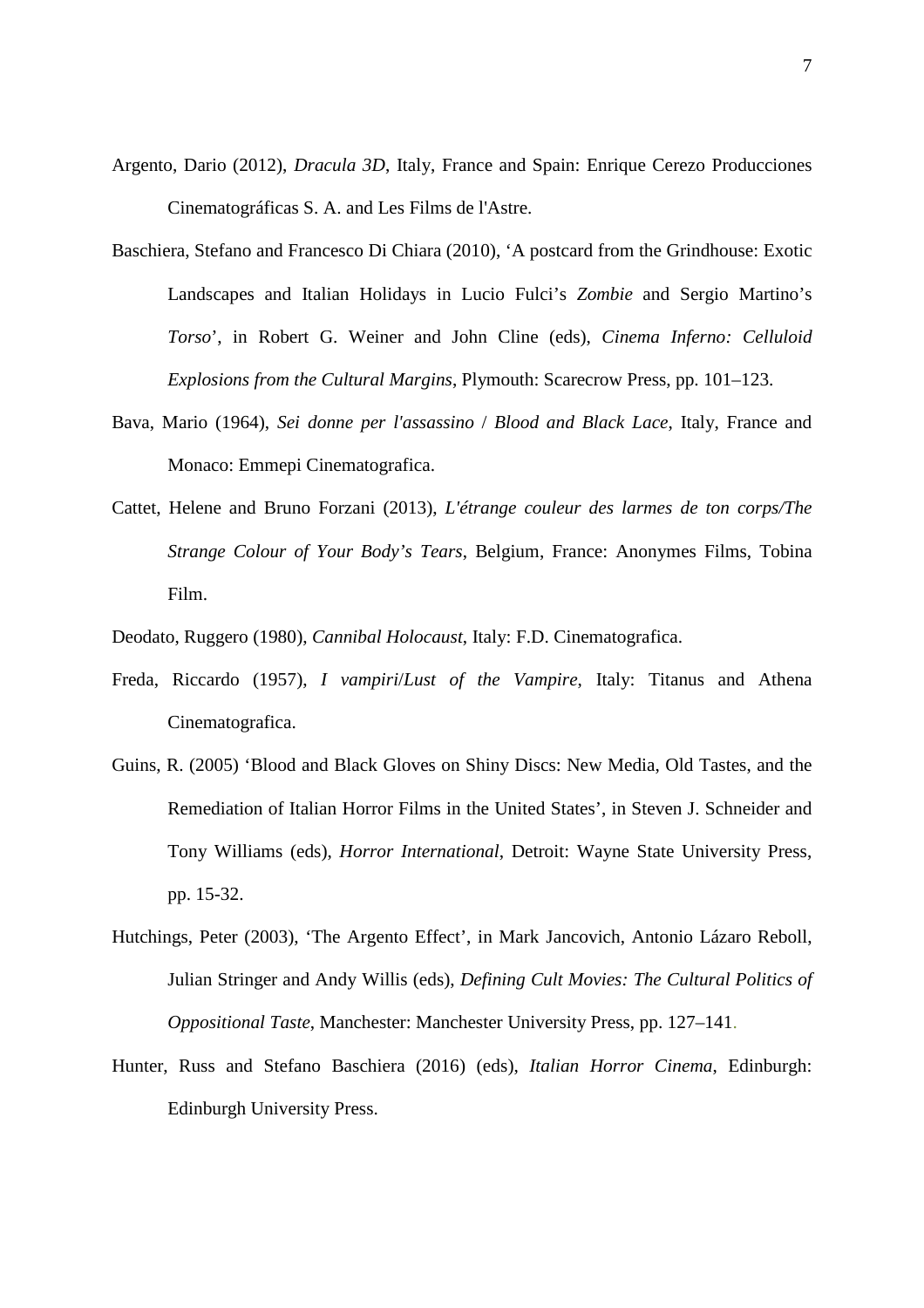Argento, Dario (2012), *Dracula 3D*, Italy, France and Spain: Enrique Cerezo Producciones Cinematográficas S. A. and Les Films de l'Astre.

Baschiera, Stefano and Francesco Di Chiara (2010), 'A postcard from the Grindhouse: Exotic Landscapes and Italian Holidays in Lucio Fulci's *Zombie* and Sergio Martino's *Torso*', in Robert G. Weiner and John Cline (eds), *Cinema Inferno: Celluloid Explosions from the Cultural Margins*, Plymouth: Scarecrow Press, pp. 101–123.

Bava, Mario (1964), *Sei donne per l'assassino* / *Blood and Black Lace*, Italy, France and Monaco: Emmepi Cinematografica.

Cattet, Helene and Bruno Forzani (2013), *L'étrange couleur des larmes de ton corps/The Strange Colour of Your Body's Tears*, Belgium, France: Anonymes Films, Tobina Film.

Deodato, Ruggero (1980), *Cannibal Holocaust*, Italy: F.D. Cinematografica.

Freda, Riccardo (1957), *I vampiri*/*Lust of the Vampire*, Italy: Titanus and Athena Cinematografica.

Guins, R. (2005) 'Blood and Black Gloves on Shiny Discs: New Media, Old Tastes, and the Remediation of Italian Horror Films in the United States', in Steven J. Schneider and Tony Williams (eds), *Horror International*, Detroit: Wayne State University Press, pp. 15-32.

Hutchings, Peter (2003), 'The Argento Effect', in Mark Jancovich, Antonio Lázaro Reboll, Julian Stringer and Andy Willis (eds), *Defining Cult Movies: The Cultural Politics of Oppositional Taste*, Manchester: Manchester University Press, pp. 127–141.

Hunter, Russ and Stefano Baschiera (2016) (eds), *Italian Horror Cinema*, Edinburgh: Edinburgh University Press.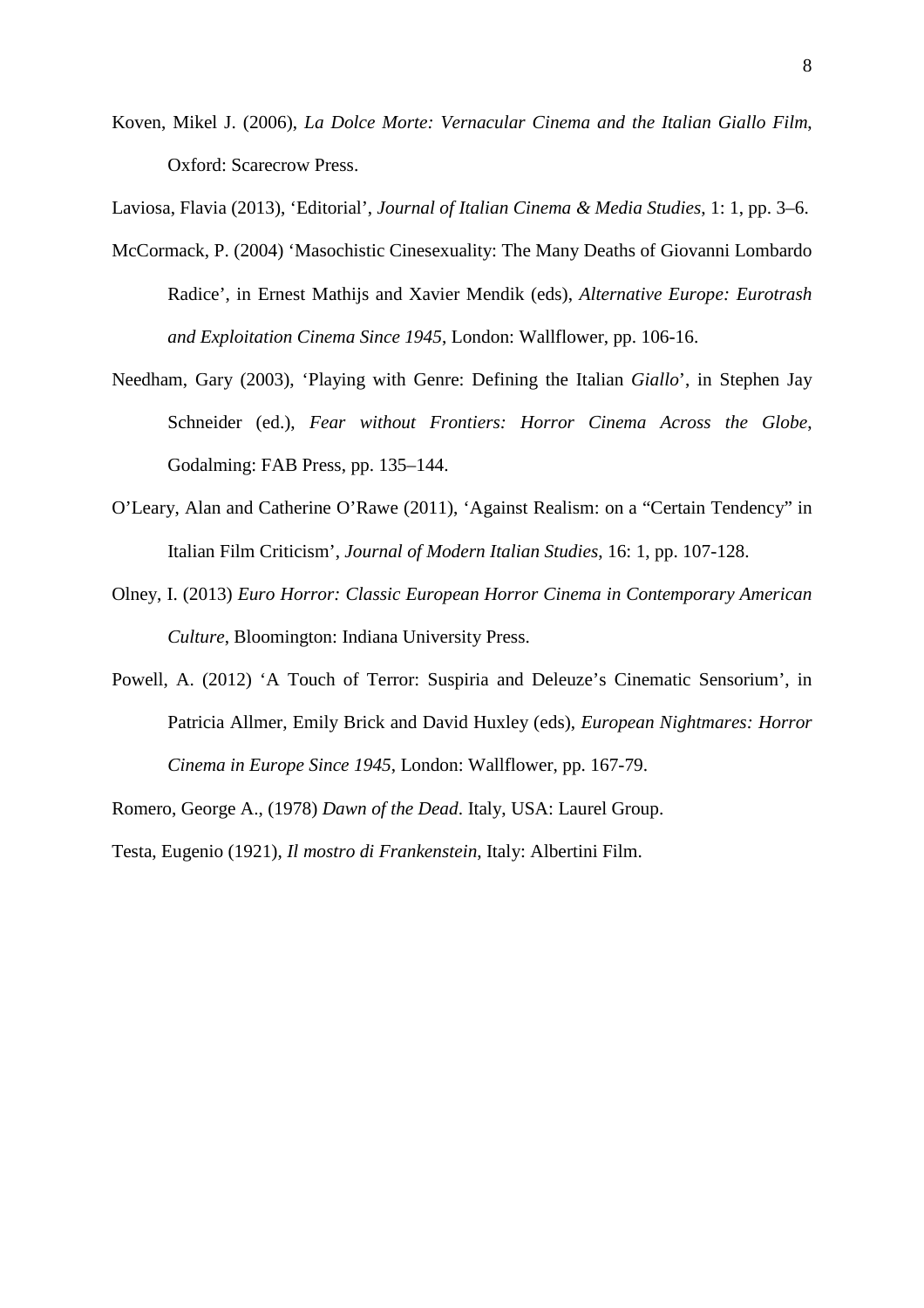Koven, Mikel J. (2006), *La Dolce Morte: Vernacular Cinema and the Italian Giallo Film*, Oxford: Scarecrow Press.

Laviosa, Flavia (2013), 'Editorial', *Journal of Italian Cinema & Media Studies*, 1: 1, pp. 3–6.

McCormack, P. (2004) 'Masochistic Cinesexuality: The Many Deaths of Giovanni Lombardo Radice', in Ernest Mathijs and Xavier Mendik (eds), *Alternative Europe: Eurotrash and Exploitation Cinema Since 1945*, London: Wallflower, pp. 106-16.

Needham, Gary (2003), 'Playing with Genre: Defining the Italian *Giallo*', in Stephen Jay Schneider (ed.), *Fear without Frontiers: Horror Cinema Across the Globe*, Godalming: FAB Press, pp. 135–144.

O'Leary, Alan and Catherine O'Rawe (2011), 'Against Realism: on a "Certain Tendency" in Italian Film Criticism', *Journal of Modern Italian Studies*, 16: 1, pp. 107-128.

Olney, I. (2013) *Euro Horror: Classic European Horror Cinema in Contemporary American Culture*, Bloomington: Indiana University Press.

Powell, A. (2012) 'A Touch of Terror: Suspiria and Deleuze's Cinematic Sensorium', in Patricia Allmer, Emily Brick and David Huxley (eds), *European Nightmares: Horror Cinema in Europe Since 1945*, London: Wallflower, pp. 167-79.

Romero, George A., (1978) *Dawn of the Dead*. Italy, USA: Laurel Group.

Testa, Eugenio (1921), *Il mostro di Frankenstein*, Italy: Albertini Film.